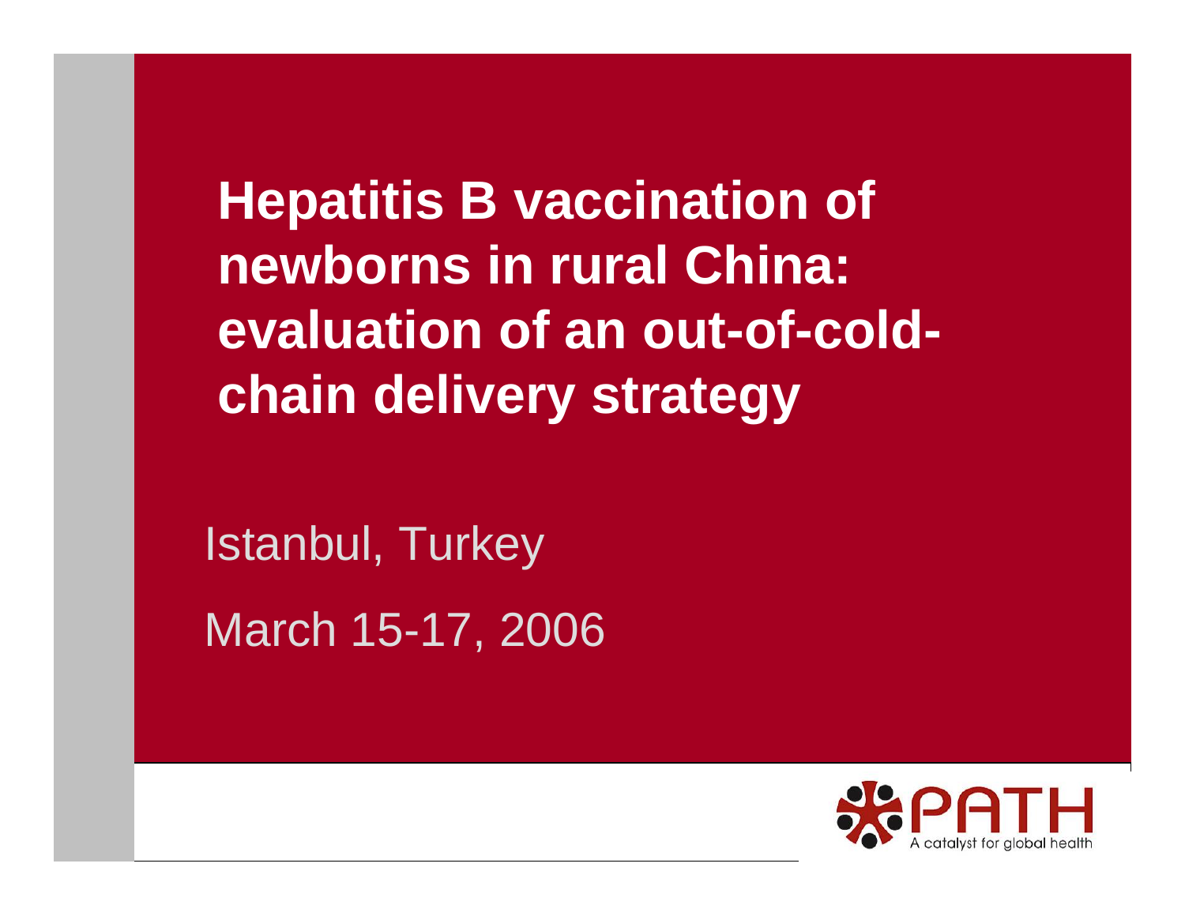# Hepatitis B vaccination of newborns in rural China: evaluation of an out-of-cold-chain delivery strategy

Istanbul, Turkey

March 15-17, 2006

PATH

A catalyst for global health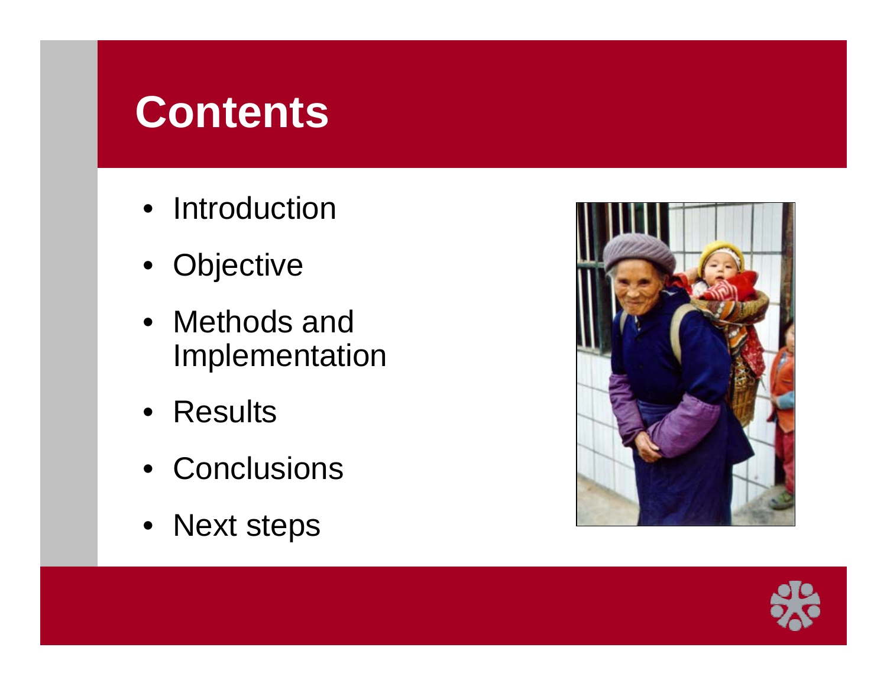# Contents

- Introduction
- Objective
- Methods and Implementation
- Results
- Conclusions
- Next steps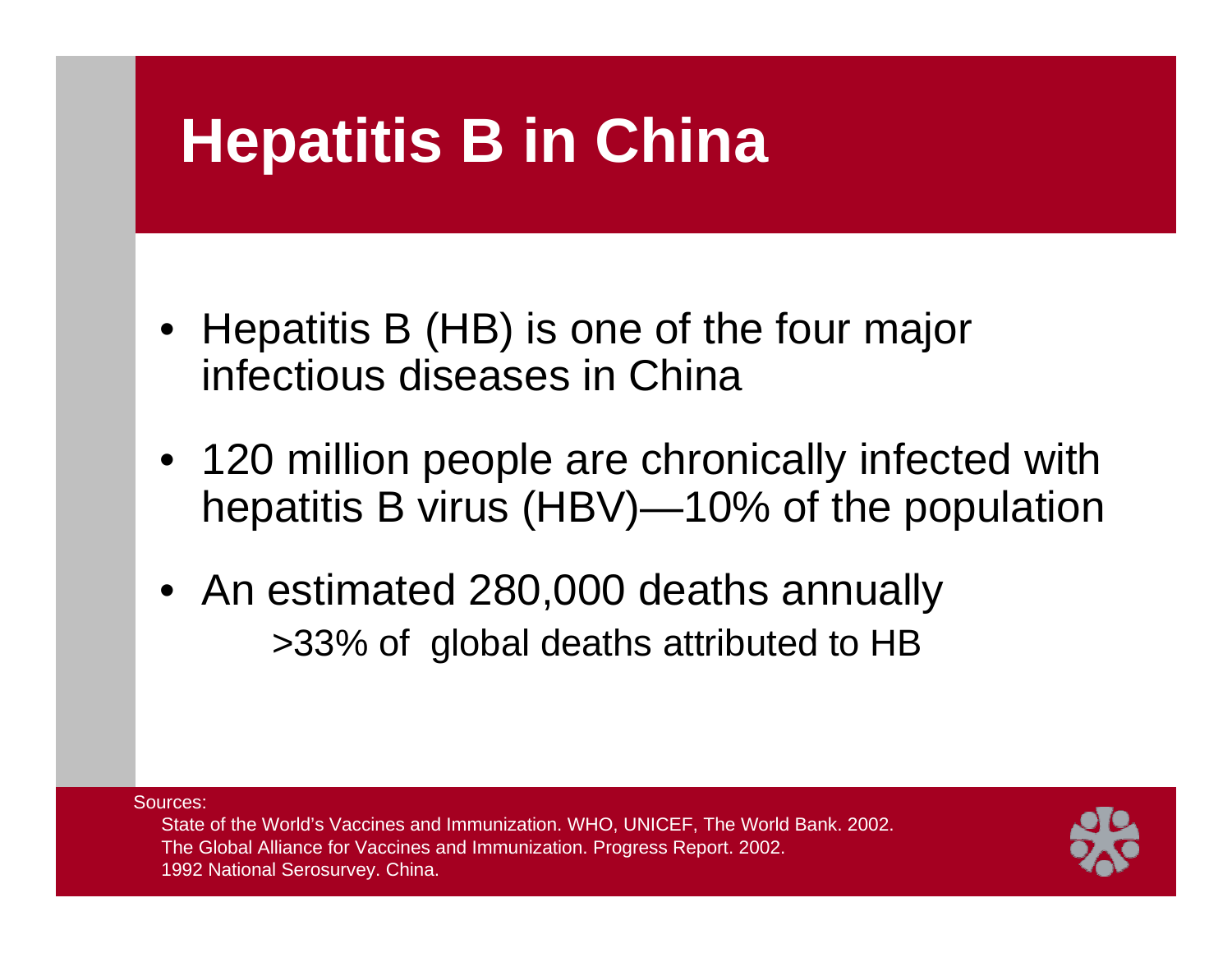# Hepatitis B in China

- Hepatitis B (HB) is one of the four major infectious diseases in China
- 120 million people are chronically infected with hepatitis B virus (HBV)—10% of the population
- An estimated 280,000 deaths annually
  - >33% of global deaths attributed to HB

Sources:

State of the World's Vaccines and Immunization. WHO, UNICEF, The World Bank. 2002.
The Global Alliance for Vaccines and Immunization. Progress Report. 2002.
1992 National Serosurvey. China.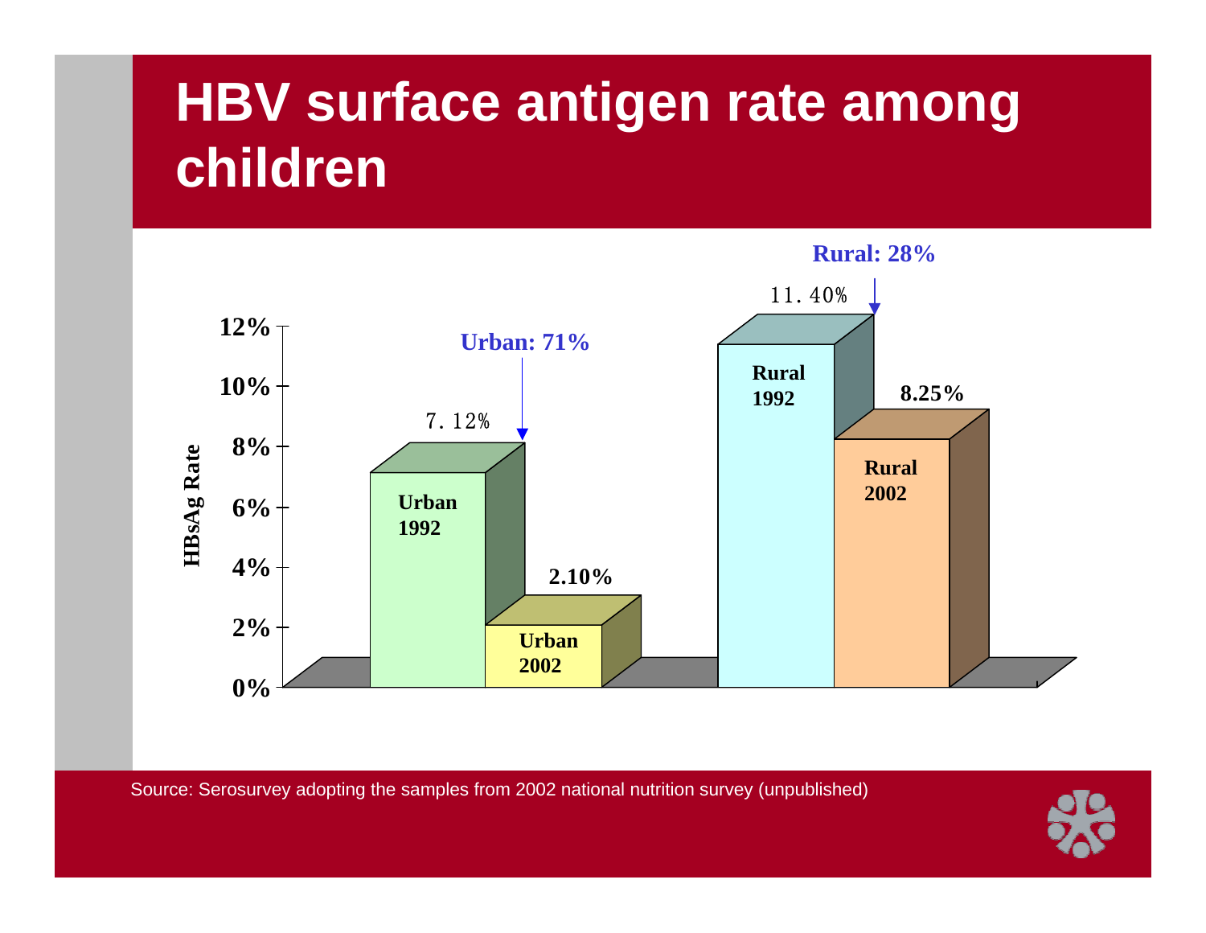# HBV surface antigen rate among children

HBsAg Rate

| | 1992 | 2002 | Reduction |
|---|---|---|---|
| Urban | 7.12% | 2.10% | Urban: 71% |
| Rural | 11.40% | 8.25% | Rural: 28% |

Source: Serosurvey adopting the samples from 2002 national nutrition survey (unpublished)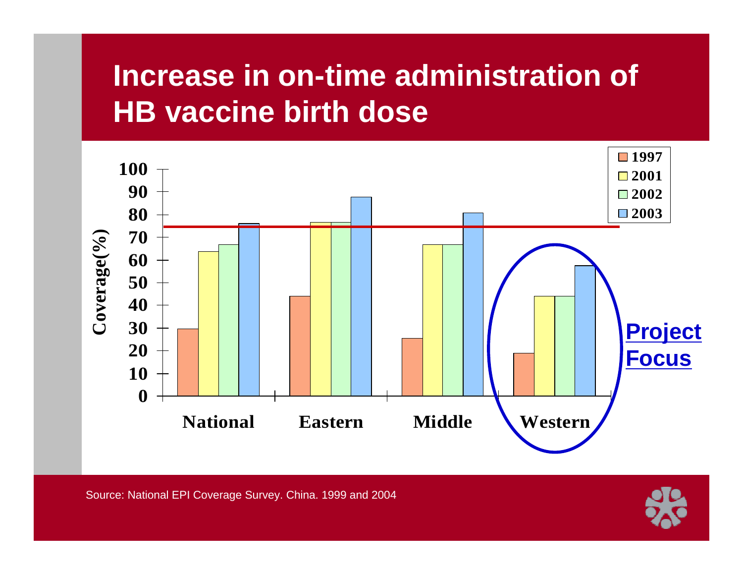# Increase in on-time administration of HB vaccine birth dose

| Coverage(%) | 1997 | 2001 | 2002 | 2003 |
|---|---|---|---|---|
| National | 30 | 64 | 67 | 76 |
| Eastern | 44 | 77 | 77 | 88 |
| Middle | 26 | 67 | 67 | 81 |
| Western | 19 | 44 | 44 | 58 |

Project Focus: Western

Source: National EPI Coverage Survey. China. 1999 and 2004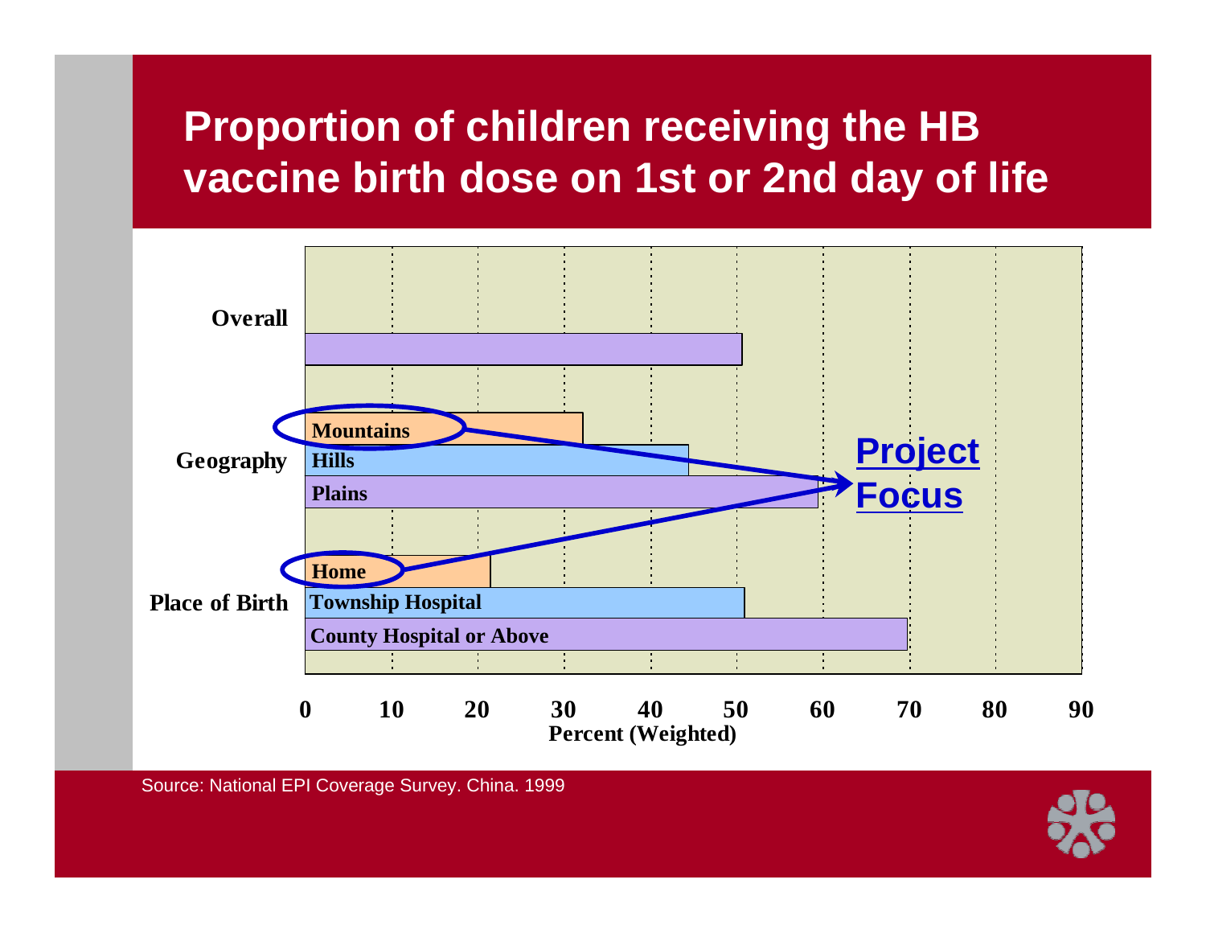# Proportion of children receiving the HB vaccine birth dose on 1st or 2nd day of life

Overall

Geography: Mountains, Hills, Plains

Place of Birth: Home, Township Hospital, County Hospital or Above

Project Focus

0 10 20 30 40 50 60 70 80 90

Percent (Weighted)

Source: National EPI Coverage Survey. China. 1999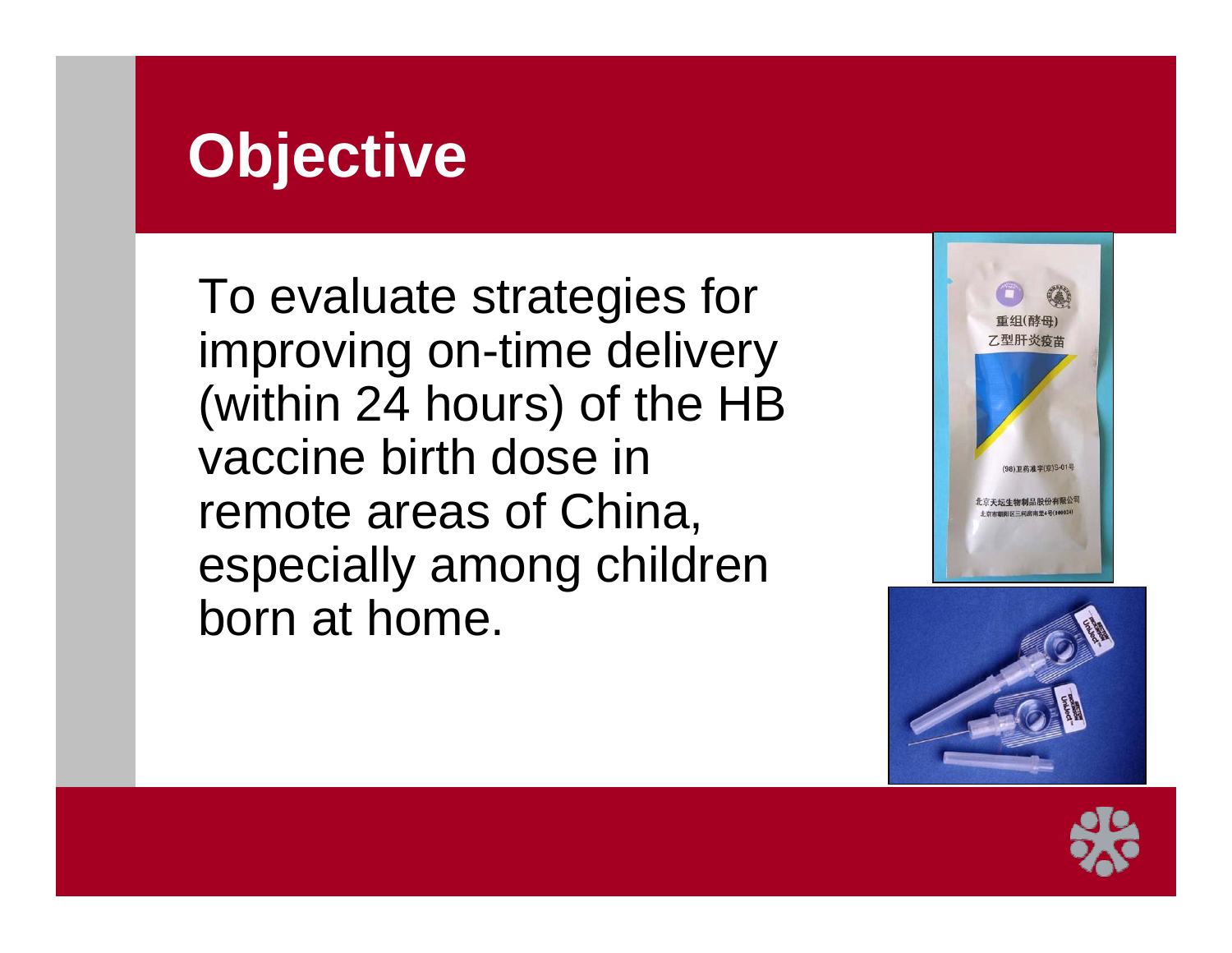# Objective

To evaluate strategies for improving on-time delivery (within 24 hours) of the HB vaccine birth dose in remote areas of China, especially among children born at home.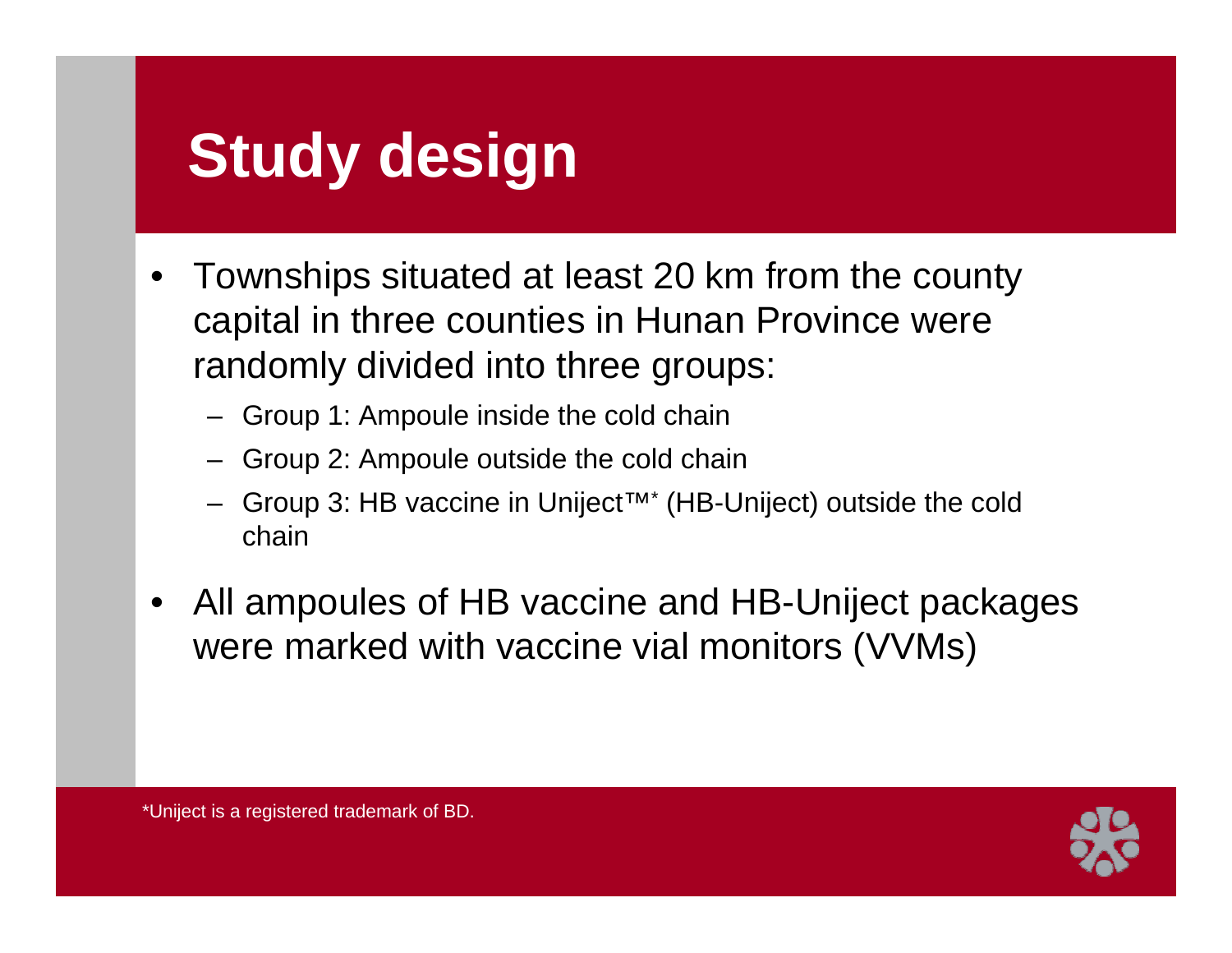# Study design

- Townships situated at least 20 km from the county capital in three counties in Hunan Province were randomly divided into three groups:
  - Group 1: Ampoule inside the cold chain
  - Group 2: Ampoule outside the cold chain
  - Group 3: HB vaccine in Uniject™* (HB-Uniject) outside the cold chain
- All ampoules of HB vaccine and HB-Uniject packages were marked with vaccine vial monitors (VVMs)

*Uniject is a registered trademark of BD.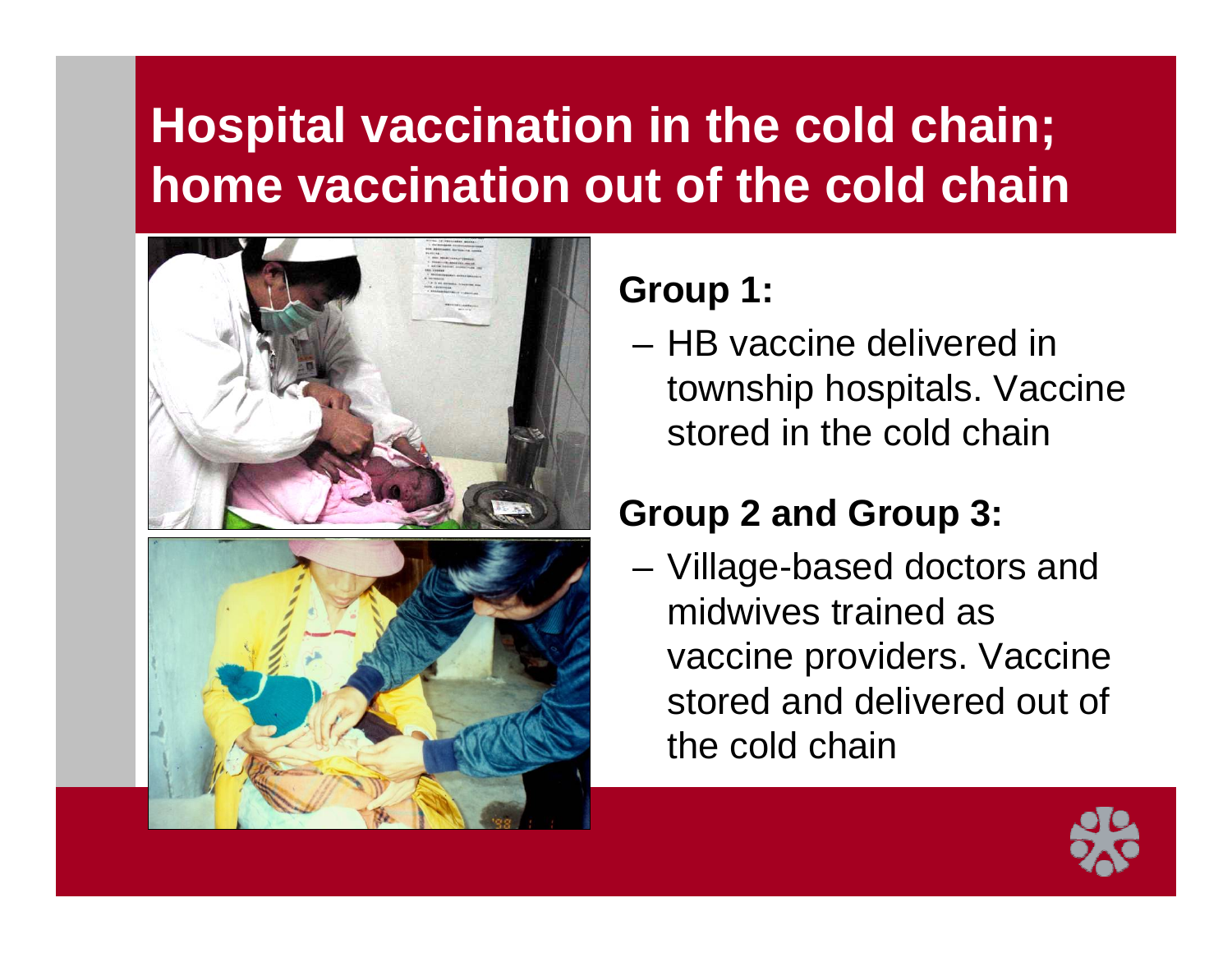# Hospital vaccination in the cold chain; home vaccination out of the cold chain

**Group 1:**

- HB vaccine delivered in township hospitals. Vaccine stored in the cold chain

**Group 2 and Group 3:**

- Village-based doctors and midwives trained as vaccine providers. Vaccine stored and delivered out of the cold chain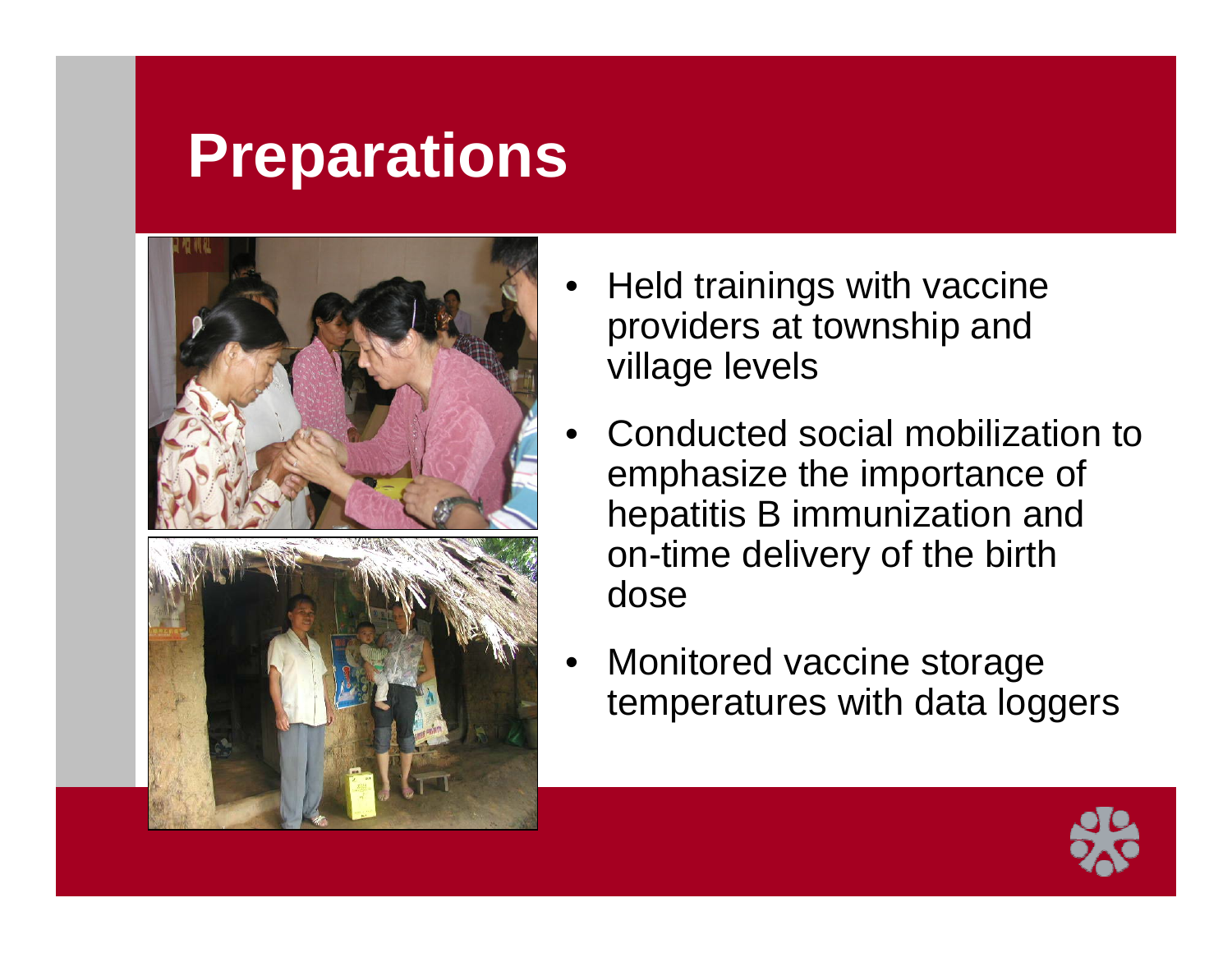# Preparations

- Held trainings with vaccine providers at township and village levels
- Conducted social mobilization to emphasize the importance of hepatitis B immunization and on-time delivery of the birth dose
- Monitored vaccine storage temperatures with data loggers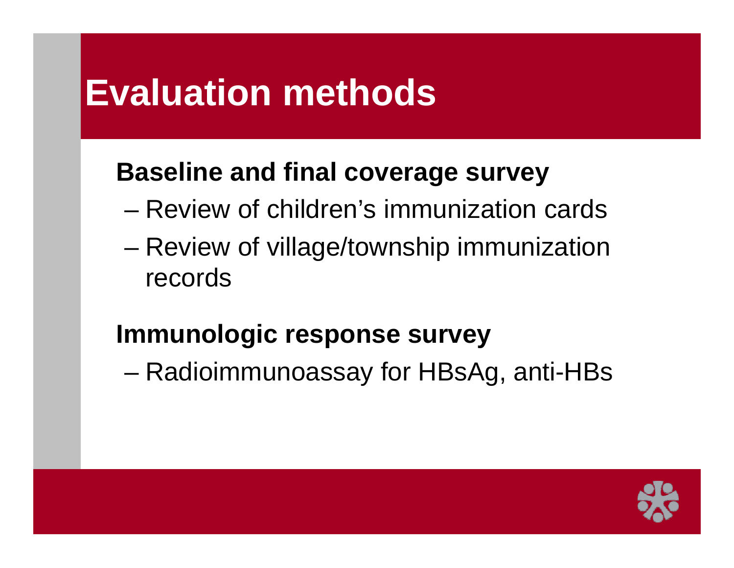# Evaluation methods

**Baseline and final coverage survey**

- Review of children's immunization cards
- Review of village/township immunization records

**Immunologic response survey**

- Radioimmunoassay for HBsAg, anti-HBs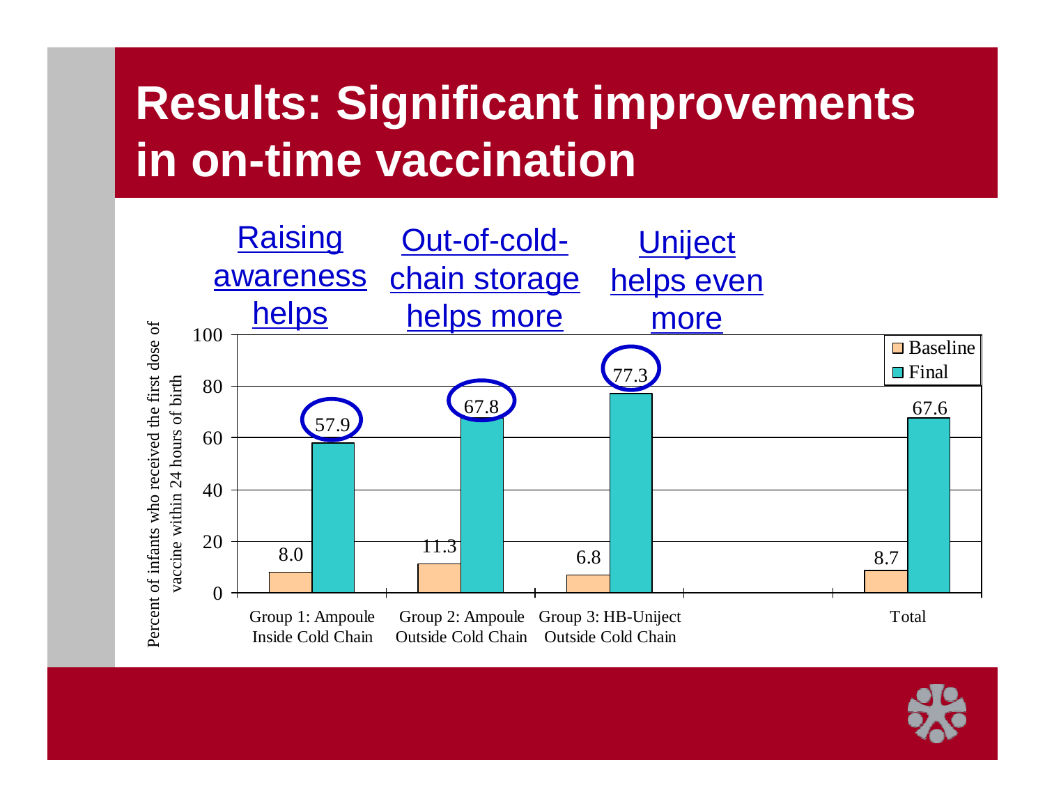# Results: Significant improvements in on-time vaccination

Raising awareness helps | Out-of-cold-chain storage helps more | Uniject helps even more

Percent of infants who received the first dose of vaccine within 24 hours of birth

| | Baseline | Final |
|---|---|---|
| Group 1: Ampoule Inside Cold Chain | 8.0 | 57.9 |
| Group 2: Ampoule Outside Cold Chain | 11.3 | 67.8 |
| Group 3: HB-Uniject Outside Cold Chain | 6.8 | 77.3 |
| Total | 8.7 | 67.6 |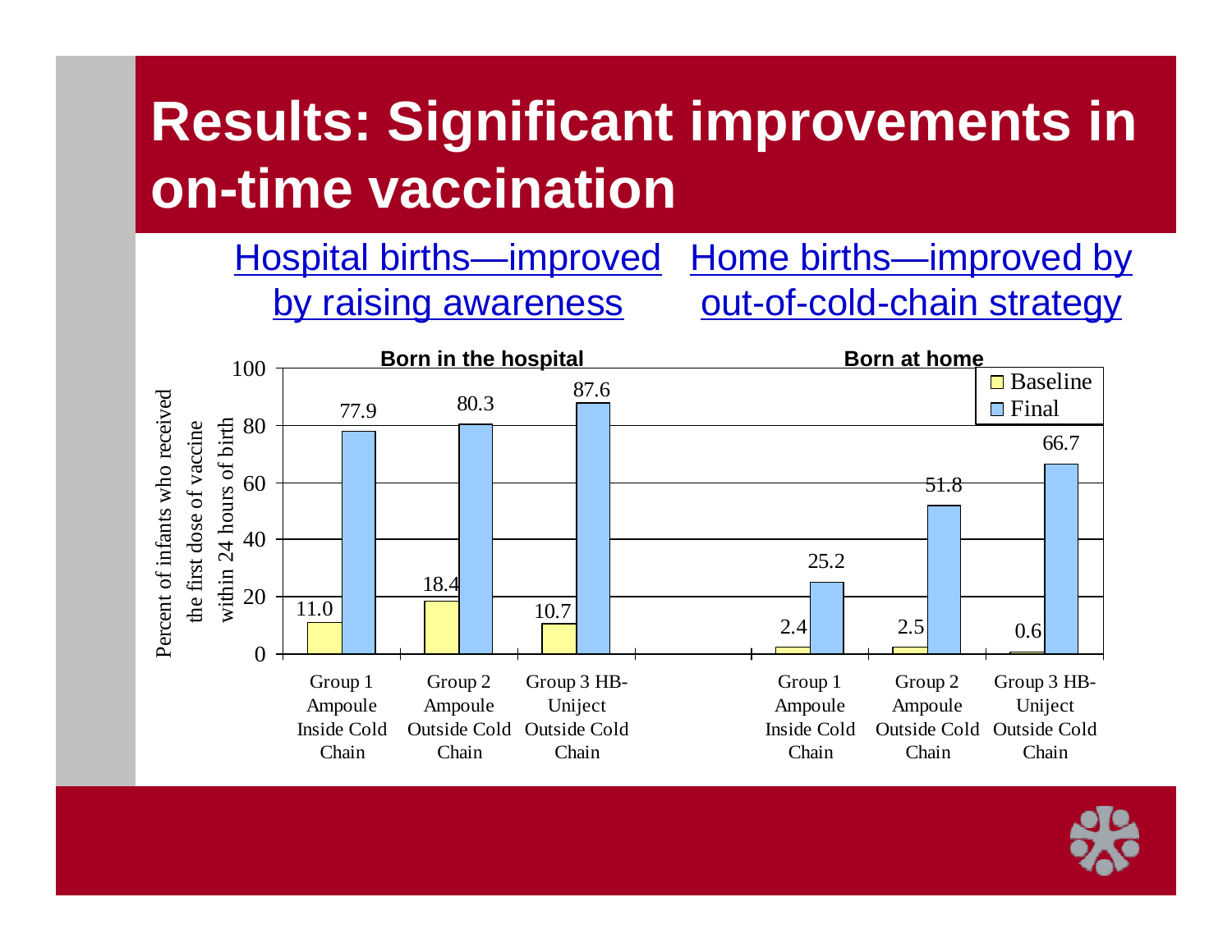# Results: Significant improvements in on-time vaccination

Hospital births—improved by raising awareness

Home births—improved by out-of-cold-chain strategy

Percent of infants who received the first dose of vaccine within 24 hours of birth

| | Born in the hospital | | Born at home | |
|---|---|---|---|---|
| | Baseline | Final | Baseline | Final |
| Group 1 Ampoule Inside Cold Chain | 11.0 | 77.9 | 2.4 | 25.2 |
| Group 2 Ampoule Outside Cold Chain | 18.4 | 80.3 | 2.5 | 51.8 |
| Group 3 HB-Uniject Outside Cold Chain | 10.7 | 87.6 | 0.6 | 66.7 |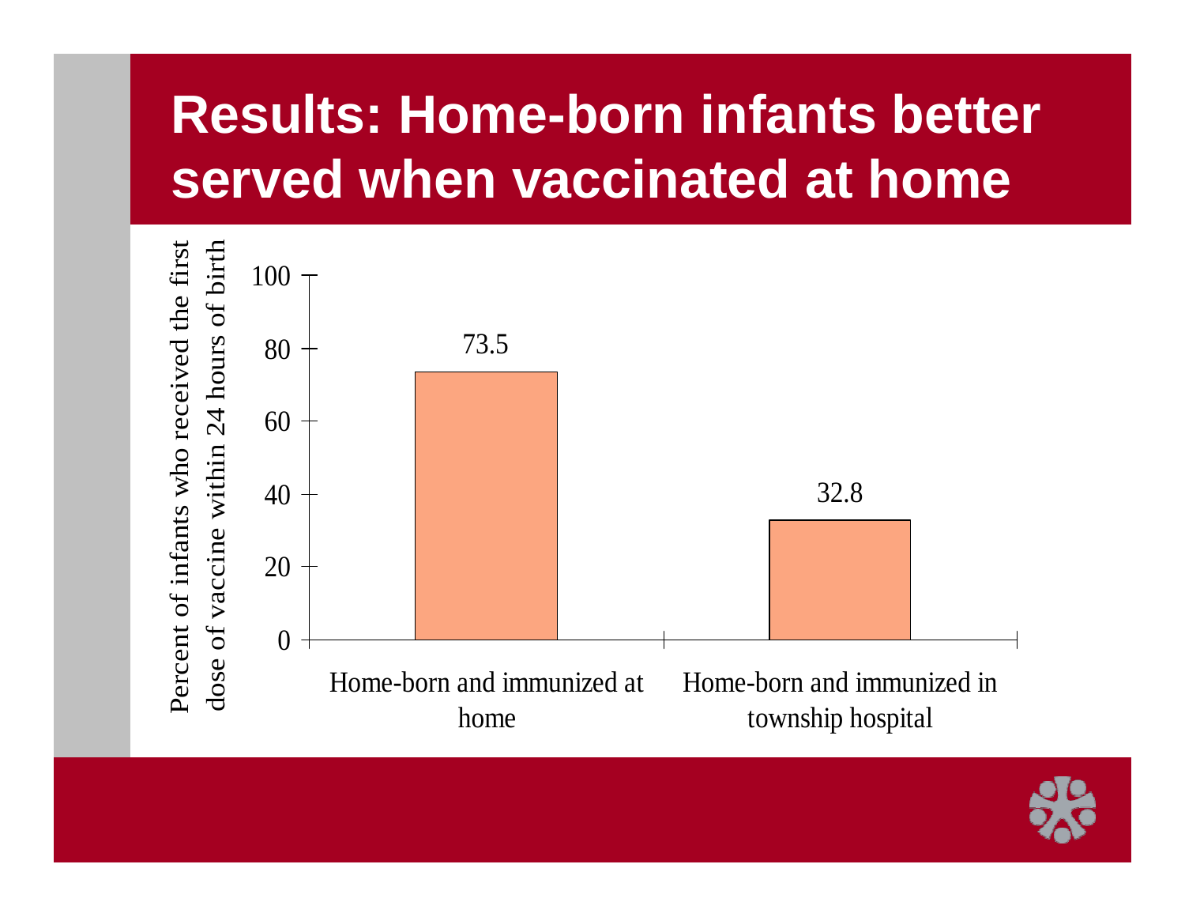# Results: Home-born infants better served when vaccinated at home

| | Percent of infants who received the first dose of vaccine within 24 hours of birth |
|---|---|
| Home-born and immunized at home | 73.5 |
| Home-born and immunized in township hospital | 32.8 |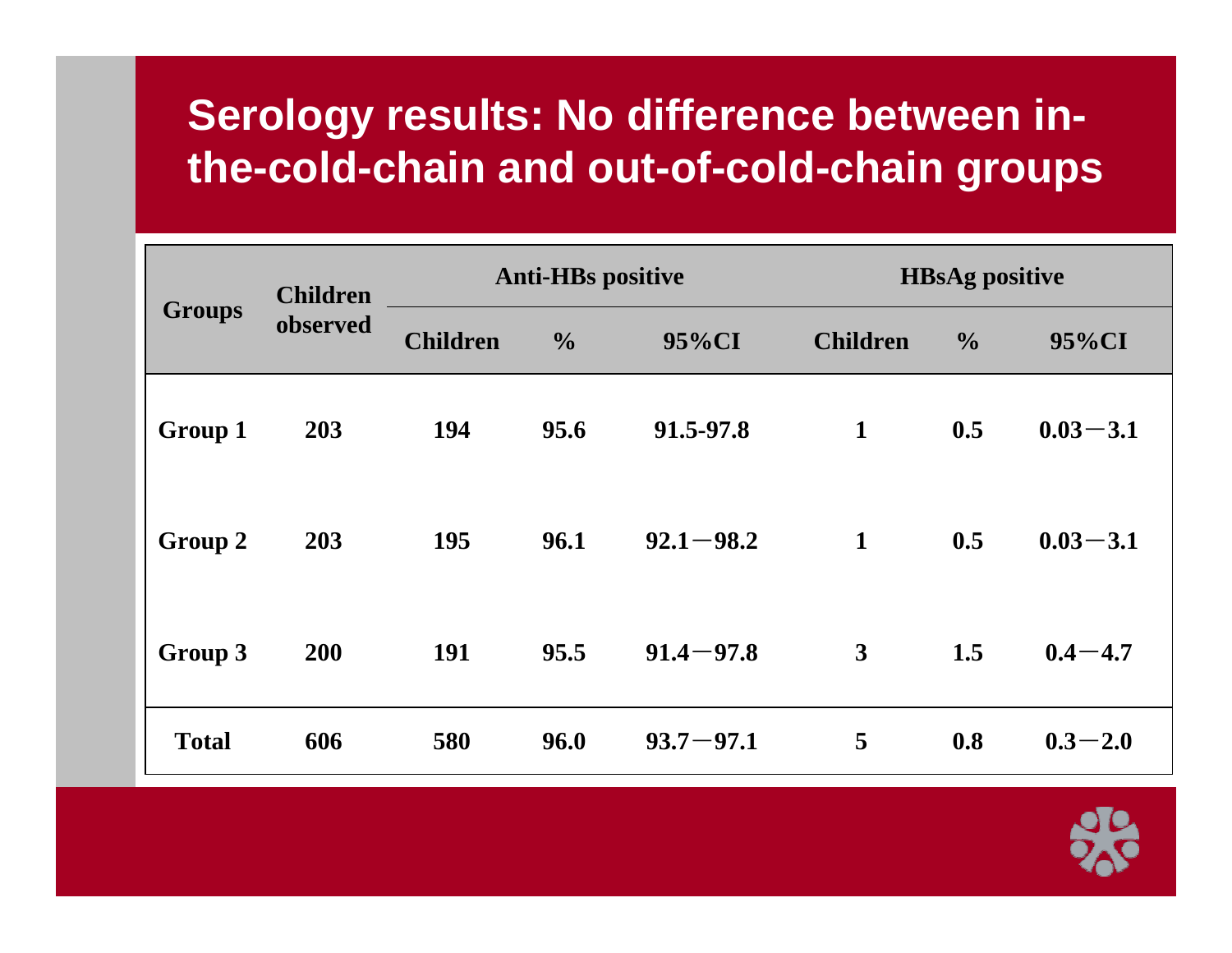# Serology results: No difference between in-the-cold-chain and out-of-cold-chain groups

| Groups | Children observed | Anti-HBs positive | | | HBsAg positive | | |
|---|---|---|---|---|---|---|---|
| | | Children | % | 95%CI | Children | % | 95%CI |
| Group 1 | 203 | 194 | 95.6 | 91.5-97.8 | 1 | 0.5 | 0.03－3.1 |
| Group 2 | 203 | 195 | 96.1 | 92.1－98.2 | 1 | 0.5 | 0.03－3.1 |
| Group 3 | 200 | 191 | 95.5 | 91.4－97.8 | 3 | 1.5 | 0.4－4.7 |
| Total | 606 | 580 | 96.0 | 93.7－97.1 | 5 | 0.8 | 0.3－2.0 |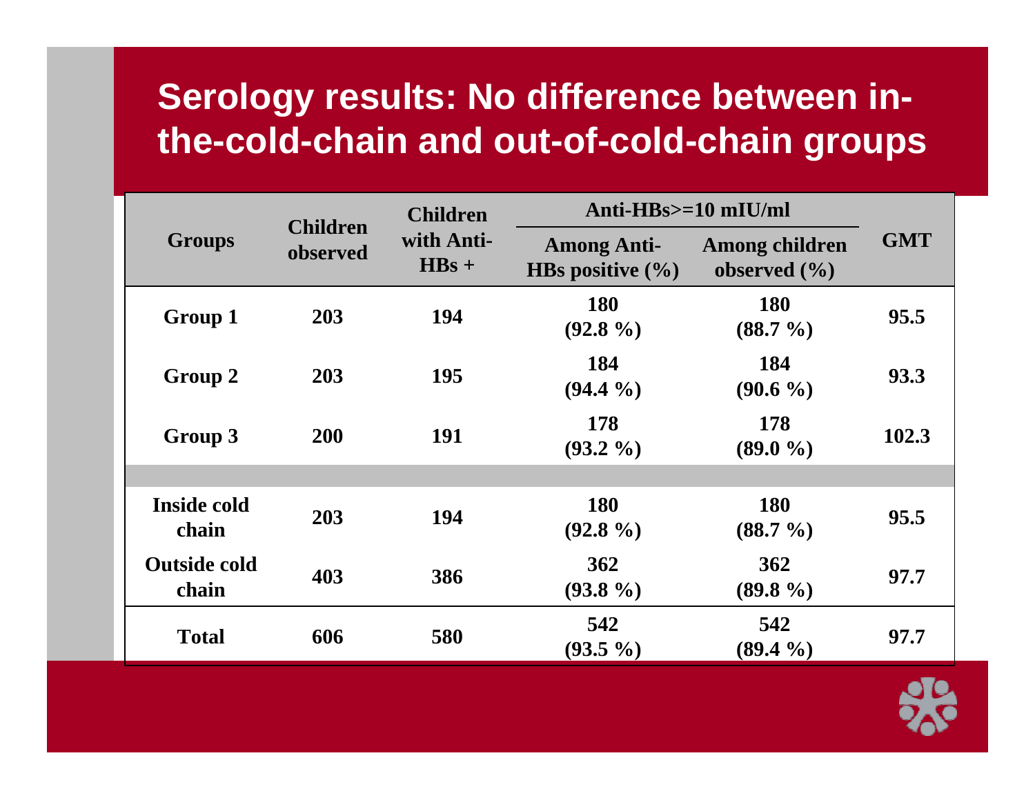# Serology results: No difference between in-the-cold-chain and out-of-cold-chain groups

| Groups | Children observed | Children with Anti-HBs + | Anti-HBs>=10 mIU/ml | | GMT |
|---|---|---|---|---|---|
| | | | Among Anti-HBs positive (%) | Among children observed (%) | |
| **Group 1** | **203** | **194** | **180 (92.8 %)** | **180 (88.7 %)** | **95.5** |
| **Group 2** | **203** | **195** | **184 (94.4 %)** | **184 (90.6 %)** | **93.3** |
| **Group 3** | **200** | **191** | **178 (93.2 %)** | **178 (89.0 %)** | **102.3** |
| | | | | | |
| **Inside cold chain** | **203** | **194** | **180 (92.8 %)** | **180 (88.7 %)** | **95.5** |
| **Outside cold chain** | **403** | **386** | **362 (93.8 %)** | **362 (89.8 %)** | **97.7** |
| **Total** | **606** | **580** | **542 (93.5 %)** | **542 (89.4 %)** | **97.7** |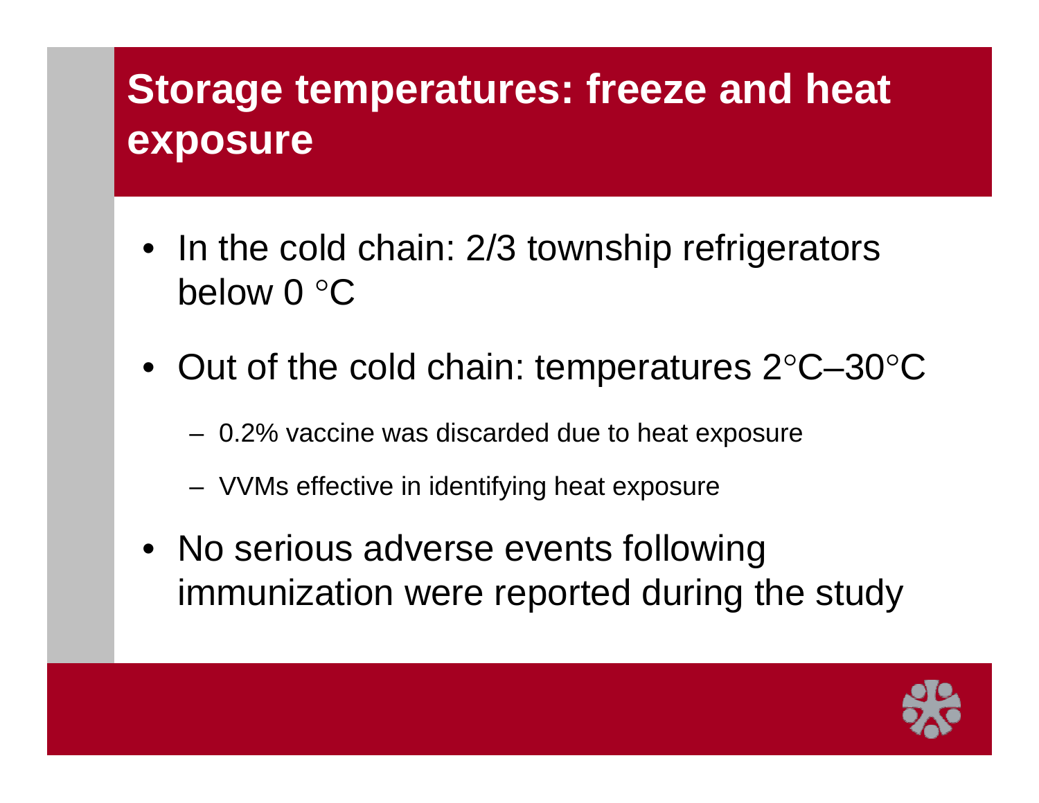# Storage temperatures: freeze and heat exposure

- In the cold chain: 2/3 township refrigerators below 0 °C
- Out of the cold chain: temperatures 2°C–30°C
  - 0.2% vaccine was discarded due to heat exposure
  - VVMs effective in identifying heat exposure
- No serious adverse events following immunization were reported during the study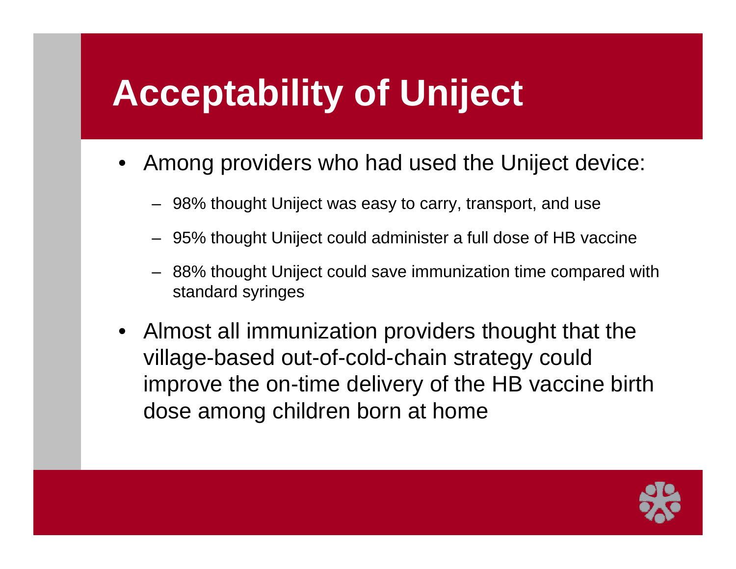# Acceptability of Uniject

- Among providers who had used the Uniject device:
  - 98% thought Uniject was easy to carry, transport, and use
  - 95% thought Uniject could administer a full dose of HB vaccine
  - 88% thought Uniject could save immunization time compared with standard syringes
- Almost all immunization providers thought that the village-based out-of-cold-chain strategy could improve the on-time delivery of the HB vaccine birth dose among children born at home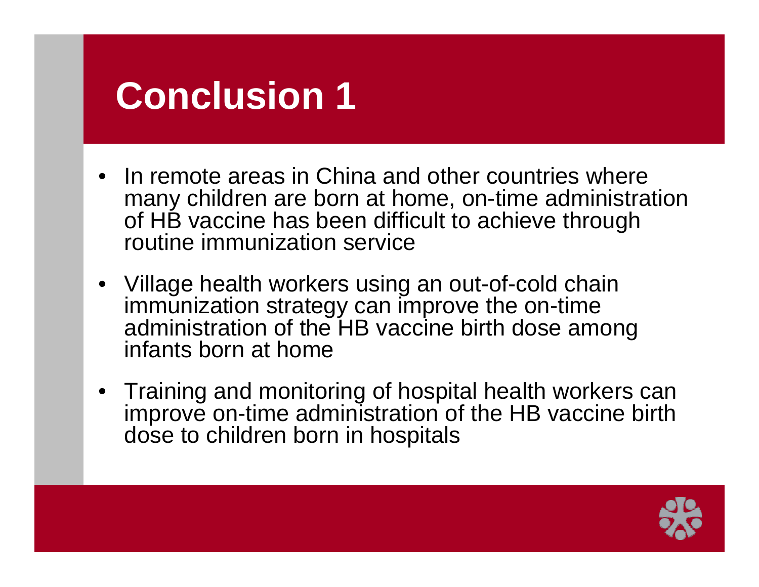# Conclusion 1

- In remote areas in China and other countries where many children are born at home, on-time administration of HB vaccine has been difficult to achieve through routine immunization service
- Village health workers using an out-of-cold chain immunization strategy can improve the on-time administration of the HB vaccine birth dose among infants born at home
- Training and monitoring of hospital health workers can improve on-time administration of the HB vaccine birth dose to children born in hospitals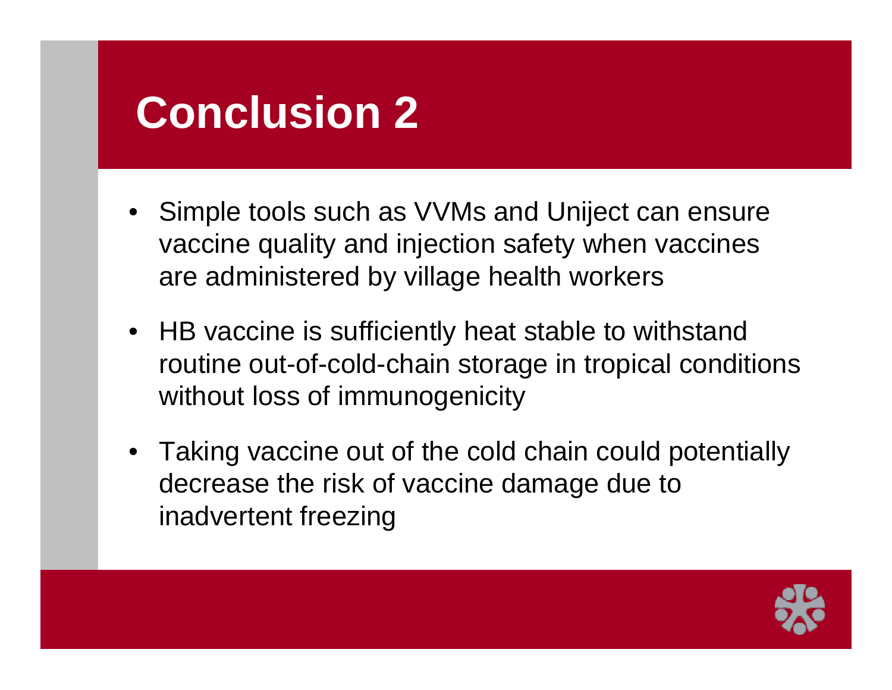# Conclusion 2

- Simple tools such as VVMs and Uniject can ensure vaccine quality and injection safety when vaccines are administered by village health workers
- HB vaccine is sufficiently heat stable to withstand routine out-of-cold-chain storage in tropical conditions without loss of immunogenicity
- Taking vaccine out of the cold chain could potentially decrease the risk of vaccine damage due to inadvertent freezing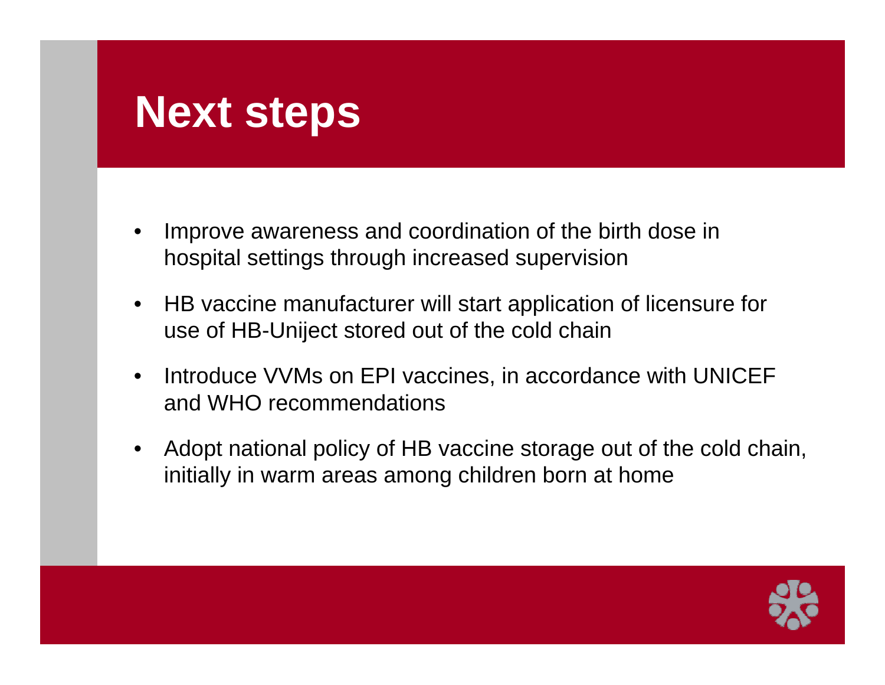# Next steps

- Improve awareness and coordination of the birth dose in hospital settings through increased supervision
- HB vaccine manufacturer will start application of licensure for use of HB-Uniject stored out of the cold chain
- Introduce VVMs on EPI vaccines, in accordance with UNICEF and WHO recommendations
- Adopt national policy of HB vaccine storage out of the cold chain, initially in warm areas among children born at home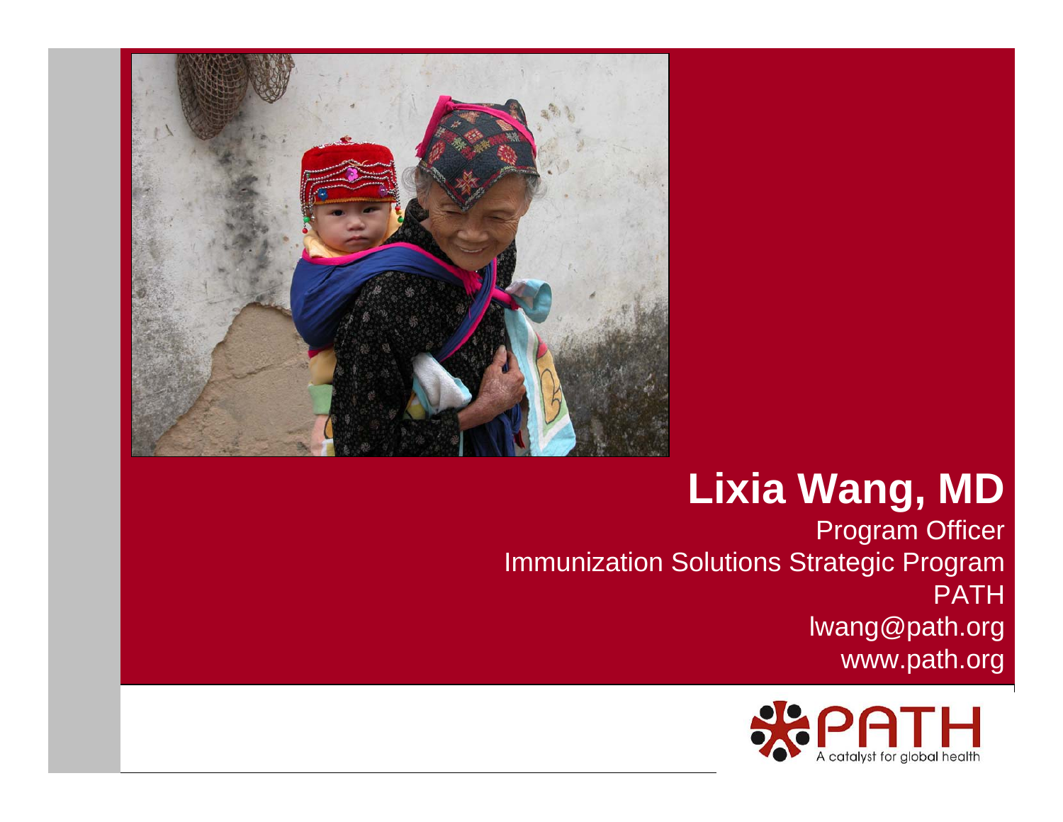# Lixia Wang, MD

Program Officer

Immunization Solutions Strategic Program

PATH

lwang@path.org

www.path.org

PATH

A catalyst for global health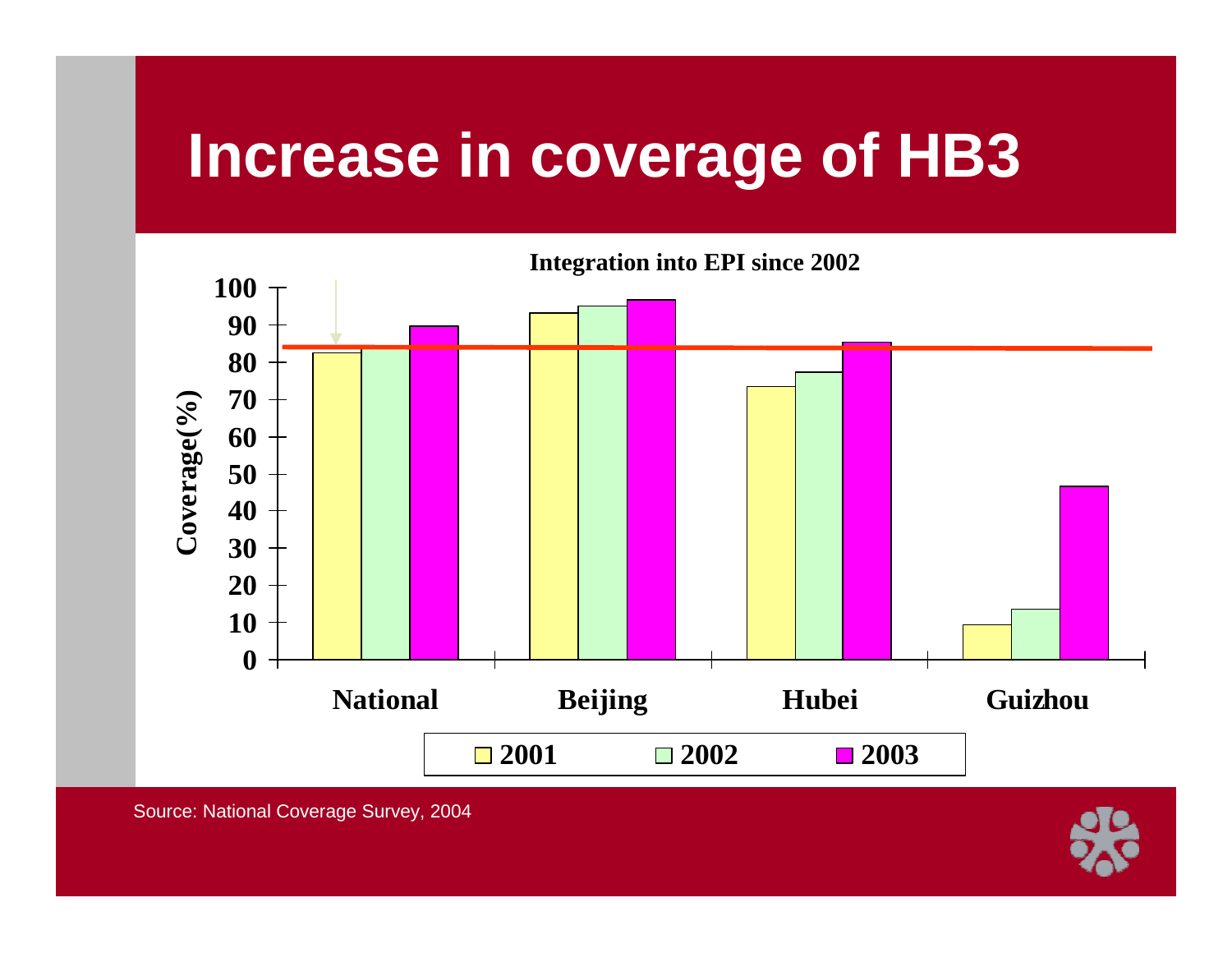# Increase in coverage of HB3

**Integration into EPI since 2002**

Coverage(%)

| | 2001 | 2002 | 2003 |
|---|---|---|---|
| National | ~82 | ~84 | ~89 |
| Beijing | ~93 | ~95 | ~97 |
| Hubei | ~73 | ~77 | ~85 |
| Guizhou | ~9 | ~13 | ~46 |

Source: National Coverage Survey, 2004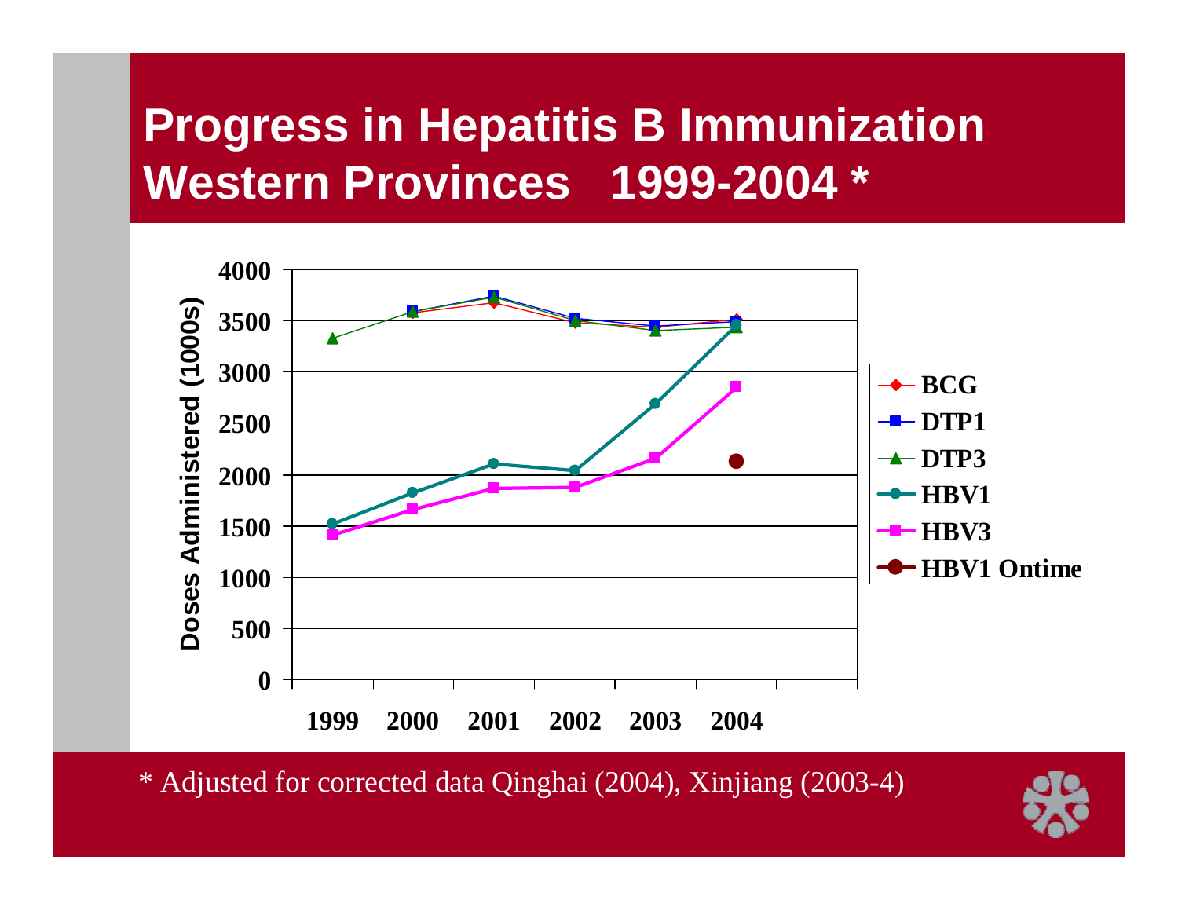# Progress in Hepatitis B Immunization Western Provinces 1999-2004 *

Doses Administered (1000s)

4000
3500
3000
2500
2000
1500
1000
500
0

1999 2000 2001 2002 2003 2004

BCG
DTP1
DTP3
HBV1
HBV3
HBV1 Ontime

* Adjusted for corrected data Qinghai (2004), Xinjiang (2003-4)